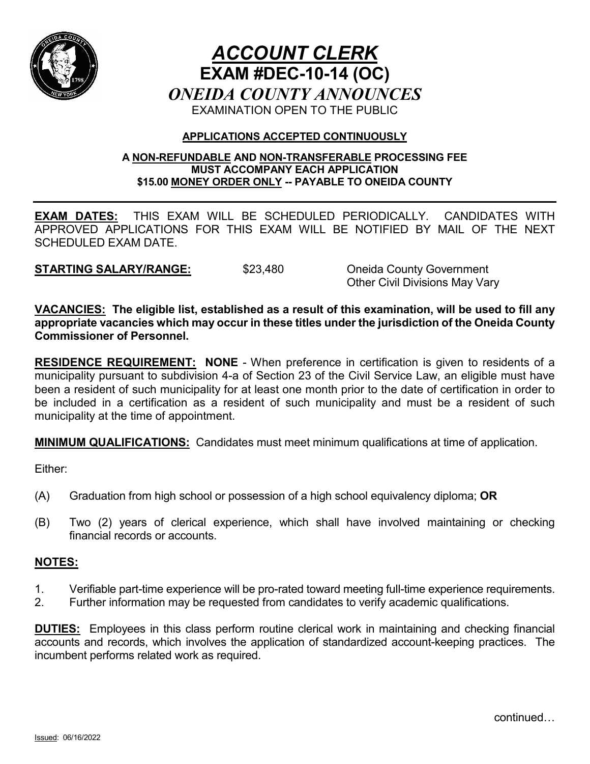# *ACCOUNT CLERK*

## EXAM #DEC-10-14 (OC)

## *ONEIDA COUNTY ANNOUNCES*

EXAMINATION OPEN TO THE PUBLIC

**APPLICATIONS ACCEPTED CONTINUOUSLY**

**A NON-REFUNDABLE AND NON-TRANSFERABLE PROCESSING FEE MUST ACCOMPANY EACH APPLICATION $15.00 MONEY ORDER ONLY -- PAYABLE TO ONEIDA COUNTY**

---

**EXAM DATES:** THIS EXAM WILL BE SCHEDULED PERIODICALLY. CANDIDATES WITH APPROVED APPLICATIONS FOR THIS EXAM WILL BE NOTIFIED BY MAIL OF THE NEXT SCHEDULED EXAM DATE.

**STARTING SALARY/RANGE:** $23,480 Oneida County Government
Other Civil Divisions May Vary

**VACANCIES: The eligible list, established as a result of this examination, will be used to fill any appropriate vacancies which may occur in these titles under the jurisdiction of the Oneida County Commissioner of Personnel.**

**RESIDENCE REQUIREMENT: NONE** - When preference in certification is given to residents of a municipality pursuant to subdivision 4-a of Section 23 of the Civil Service Law, an eligible must have been a resident of such municipality for at least one month prior to the date of certification in order to be included in a certification as a resident of such municipality and must be a resident of such municipality at the time of appointment.

**MINIMUM QUALIFICATIONS:** Candidates must meet minimum qualifications at time of application.

Either:

(A) Graduation from high school or possession of a high school equivalency diploma; **OR**

(B) Two (2) years of clerical experience, which shall have involved maintaining or checking financial records or accounts.

**NOTES:**

1. Verifiable part-time experience will be pro-rated toward meeting full-time experience requirements.
2. Further information may be requested from candidates to verify academic qualifications.

**DUTIES:** Employees in this class perform routine clerical work in maintaining and checking financial accounts and records, which involves the application of standardized account-keeping practices. The incumbent performs related work as required.

continued…

Issued: 06/16/2022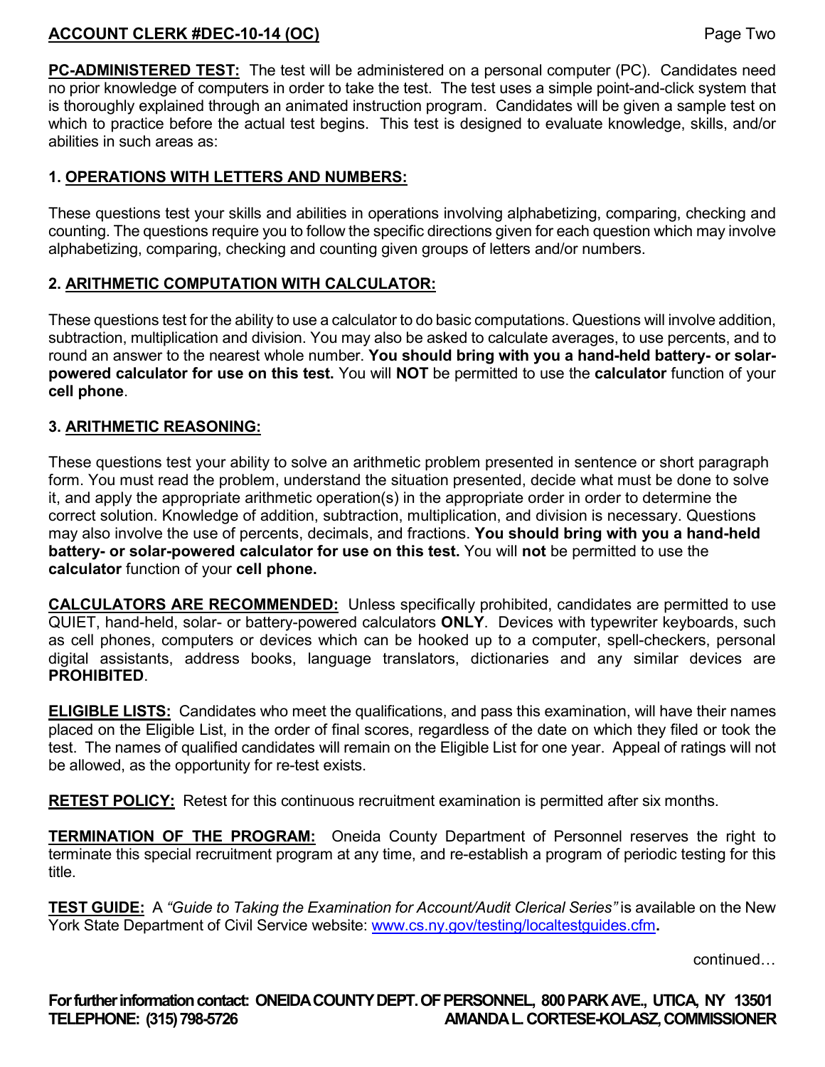**PC-ADMINISTERED TEST:** The test will be administered on a personal computer (PC). Candidates need no prior knowledge of computers in order to take the test. The test uses a simple point-and-click system that is thoroughly explained through an animated instruction program. Candidates will be given a sample test on which to practice before the actual test begins. This test is designed to evaluate knowledge, skills, and/or abilities in such areas as:

**1. OPERATIONS WITH LETTERS AND NUMBERS:**

These questions test your skills and abilities in operations involving alphabetizing, comparing, checking and counting. The questions require you to follow the specific directions given for each question which may involve alphabetizing, comparing, checking and counting given groups of letters and/or numbers.

**2. ARITHMETIC COMPUTATION WITH CALCULATOR:**

These questions test for the ability to use a calculator to do basic computations. Questions will involve addition, subtraction, multiplication and division. You may also be asked to calculate averages, to use percents, and to round an answer to the nearest whole number. **You should bring with you a hand-held battery- or solar-powered calculator for use on this test.** You will **NOT** be permitted to use the **calculator** function of your **cell phone**.

**3. ARITHMETIC REASONING:**

These questions test your ability to solve an arithmetic problem presented in sentence or short paragraph form. You must read the problem, understand the situation presented, decide what must be done to solve it, and apply the appropriate arithmetic operation(s) in the appropriate order in order to determine the correct solution. Knowledge of addition, subtraction, multiplication, and division is necessary. Questions may also involve the use of percents, decimals, and fractions. **You should bring with you a hand-held battery- or solar-powered calculator for use on this test.** You will **not** be permitted to use the **calculator** function of your **cell phone.**

**CALCULATORS ARE RECOMMENDED:** Unless specifically prohibited, candidates are permitted to use QUIET, hand-held, solar- or battery-powered calculators **ONLY**. Devices with typewriter keyboards, such as cell phones, computers or devices which can be hooked up to a computer, spell-checkers, personal digital assistants, address books, language translators, dictionaries and any similar devices are **PROHIBITED**.

**ELIGIBLE LISTS:** Candidates who meet the qualifications, and pass this examination, will have their names placed on the Eligible List, in the order of final scores, regardless of the date on which they filed or took the test. The names of qualified candidates will remain on the Eligible List for one year. Appeal of ratings will not be allowed, as the opportunity for re-test exists.

**RETEST POLICY:** Retest for this continuous recruitment examination is permitted after six months.

**TERMINATION OF THE PROGRAM:** Oneida County Department of Personnel reserves the right to terminate this special recruitment program at any time, and re-establish a program of periodic testing for this title.

**TEST GUIDE:** A *"Guide to Taking the Examination for Account/Audit Clerical Series"* is available on the New York State Department of Civil Service website: www.cs.ny.gov/testing/localtestguides.cfm**.**

continued…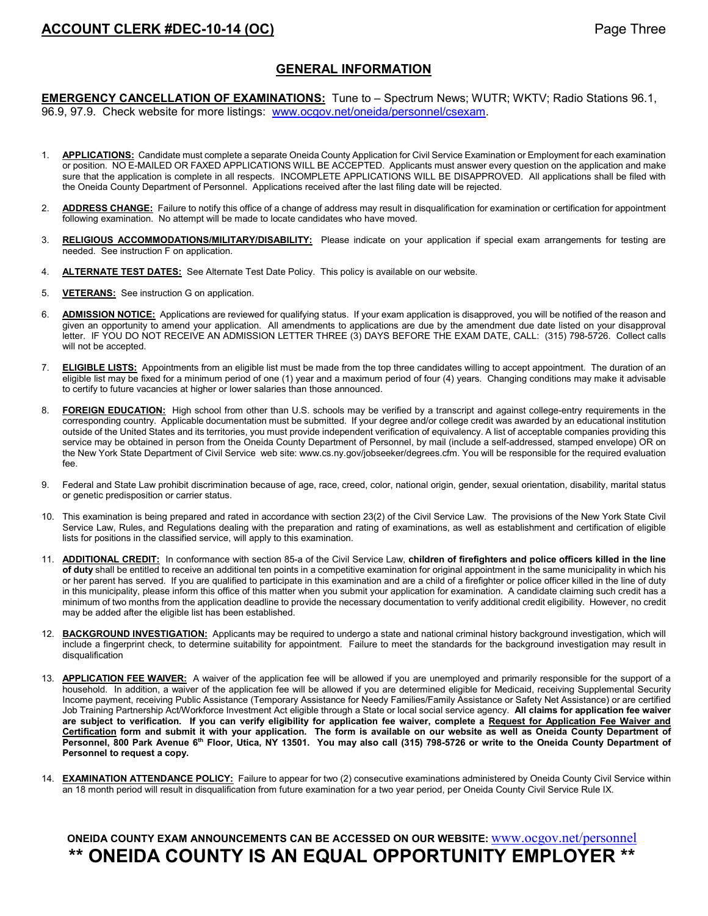## GENERAL INFORMATION

**EMERGENCY CANCELLATION OF EXAMINATIONS:** Tune to – Spectrum News; WUTR; WKTV; Radio Stations 96.1, 96.9, 97.9. Check website for more listings: www.ocgov.net/oneida/personnel/csexam.

1. **APPLICATIONS:** Candidate must complete a separate Oneida County Application for Civil Service Examination or Employment for each examination or position. NO E-MAILED OR FAXED APPLICATIONS WILL BE ACCEPTED. Applicants must answer every question on the application and make sure that the application is complete in all respects. INCOMPLETE APPLICATIONS WILL BE DISAPPROVED. All applications shall be filed with the Oneida County Department of Personnel. Applications received after the last filing date will be rejected.

2. **ADDRESS CHANGE:** Failure to notify this office of a change of address may result in disqualification for examination or certification for appointment following examination. No attempt will be made to locate candidates who have moved.

3. **RELIGIOUS ACCOMMODATIONS/MILITARY/DISABILITY:** Please indicate on your application if special exam arrangements for testing are needed. See instruction F on application.

4. **ALTERNATE TEST DATES:** See Alternate Test Date Policy. This policy is available on our website.

5. **VETERANS:** See instruction G on application.

6. **ADMISSION NOTICE:** Applications are reviewed for qualifying status. If your exam application is disapproved, you will be notified of the reason and given an opportunity to amend your application. All amendments to applications are due by the amendment due date listed on your disapproval letter. IF YOU DO NOT RECEIVE AN ADMISSION LETTER THREE (3) DAYS BEFORE THE EXAM DATE, CALL: (315) 798-5726. Collect calls will not be accepted.

7. **ELIGIBLE LISTS:** Appointments from an eligible list must be made from the top three candidates willing to accept appointment. The duration of an eligible list may be fixed for a minimum period of one (1) year and a maximum period of four (4) years. Changing conditions may make it advisable to certify to future vacancies at higher or lower salaries than those announced.

8. **FOREIGN EDUCATION:** High school from other than U.S. schools may be verified by a transcript and against college-entry requirements in the corresponding country. Applicable documentation must be submitted. If your degree and/or college credit was awarded by an educational institution outside of the United States and its territories, you must provide independent verification of equivalency. A list of acceptable companies providing this service may be obtained in person from the Oneida County Department of Personnel, by mail (include a self-addressed, stamped envelope) OR on the New York State Department of Civil Service web site: www.cs.ny.gov/jobseeker/degrees.cfm. You will be responsible for the required evaluation fee.

9. Federal and State Law prohibit discrimination because of age, race, creed, color, national origin, gender, sexual orientation, disability, marital status or genetic predisposition or carrier status.

10. This examination is being prepared and rated in accordance with section 23(2) of the Civil Service Law. The provisions of the New York State Civil Service Law, Rules, and Regulations dealing with the preparation and rating of examinations, as well as establishment and certification of eligible lists for positions in the classified service, will apply to this examination.

11. **ADDITIONAL CREDIT:** In conformance with section 85-a of the Civil Service Law, **children of firefighters and police officers killed in the line of duty** shall be entitled to receive an additional ten points in a competitive examination for original appointment in the same municipality in which his or her parent has served. If you are qualified to participate in this examination and are a child of a firefighter or police officer killed in the line of duty in this municipality, please inform this office of this matter when you submit your application for examination. A candidate claiming such credit has a minimum of two months from the application deadline to provide the necessary documentation to verify additional credit eligibility. However, no credit may be added after the eligible list has been established.

12. **BACKGROUND INVESTIGATION:** Applicants may be required to undergo a state and national criminal history background investigation, which will include a fingerprint check, to determine suitability for appointment. Failure to meet the standards for the background investigation may result in disqualification

13. **APPLICATION FEE WAIVER:** A waiver of the application fee will be allowed if you are unemployed and primarily responsible for the support of a household. In addition, a waiver of the application fee will be allowed if you are determined eligible for Medicaid, receiving Supplemental Security Income payment, receiving Public Assistance (Temporary Assistance for Needy Families/Family Assistance or Safety Net Assistance) or are certified Job Training Partnership Act/Workforce Investment Act eligible through a State or local social service agency. **All claims for application fee waiver are subject to verification. If you can verify eligibility for application fee waiver, complete a Request for Application Fee Waiver and Certification form and submit it with your application. The form is available on our website as well as Oneida County Department of Personnel, 800 Park Avenue 6th Floor, Utica, NY 13501. You may also call (315) 798-5726 or write to the Oneida County Department of Personnel to request a copy.**

14. **EXAMINATION ATTENDANCE POLICY:** Failure to appear for two (2) consecutive examinations administered by Oneida County Civil Service within an 18 month period will result in disqualification from future examination for a two year period, per Oneida County Civil Service Rule IX.

**ONEIDA COUNTY EXAM ANNOUNCEMENTS CAN BE ACCESSED ON OUR WEBSITE:** www.ocgov.net/personnel

**\*\* ONEIDA COUNTY IS AN EQUAL OPPORTUNITY EMPLOYER \*\***